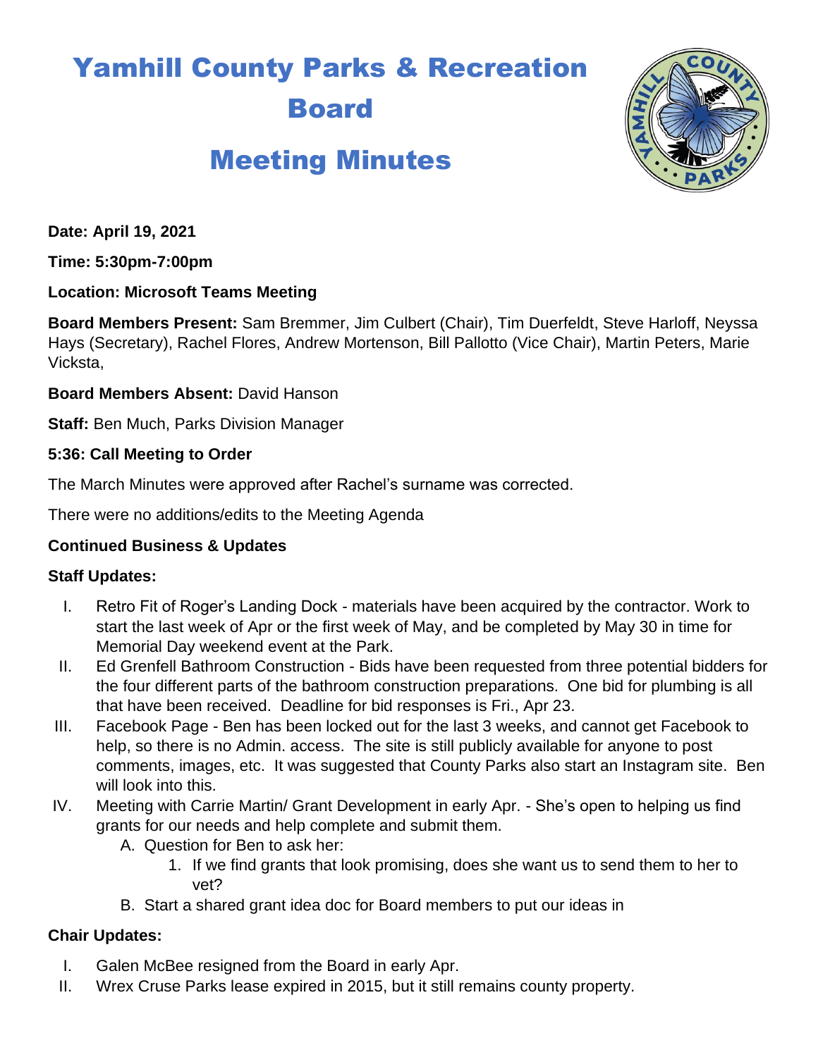# Yamhill County Parks & Recreation Board

# Meeting Minutes

**Date: April 19, 2021**

**Time: 5:30pm-7:00pm**

**Location: Microsoft Teams Meeting**

**Board Members Present:** Sam Bremmer, Jim Culbert (Chair), Tim Duerfeldt, Steve Harloff, Neyssa Hays (Secretary), Rachel Flores, Andrew Mortenson, Bill Pallotto (Vice Chair), Martin Peters, Marie Vicksta,

**Board Members Absent:** David Hanson

**Staff:** Ben Much, Parks Division Manager

**5:36: Call Meeting to Order**

The March Minutes were approved after Rachel's surname was corrected.

There were no additions/edits to the Meeting Agenda

**Continued Business & Updates**

**Staff Updates:**

I. Retro Fit of Roger's Landing Dock - materials have been acquired by the contractor. Work to start the last week of Apr or the first week of May, and be completed by May 30 in time for Memorial Day weekend event at the Park.

II. Ed Grenfell Bathroom Construction - Bids have been requested from three potential bidders for the four different parts of the bathroom construction preparations. One bid for plumbing is all that have been received. Deadline for bid responses is Fri., Apr 23.

III. Facebook Page - Ben has been locked out for the last 3 weeks, and cannot get Facebook to help, so there is no Admin. access. The site is still publicly available for anyone to post comments, images, etc. It was suggested that County Parks also start an Instagram site. Ben will look into this.

IV. Meeting with Carrie Martin/ Grant Development in early Apr. - She's open to helping us find grants for our needs and help complete and submit them.
   A. Question for Ben to ask her:
      1. If we find grants that look promising, does she want us to send them to her to vet?
   B. Start a shared grant idea doc for Board members to put our ideas in

**Chair Updates:**

I. Galen McBee resigned from the Board in early Apr.

II. Wrex Cruse Parks lease expired in 2015, but it still remains county property.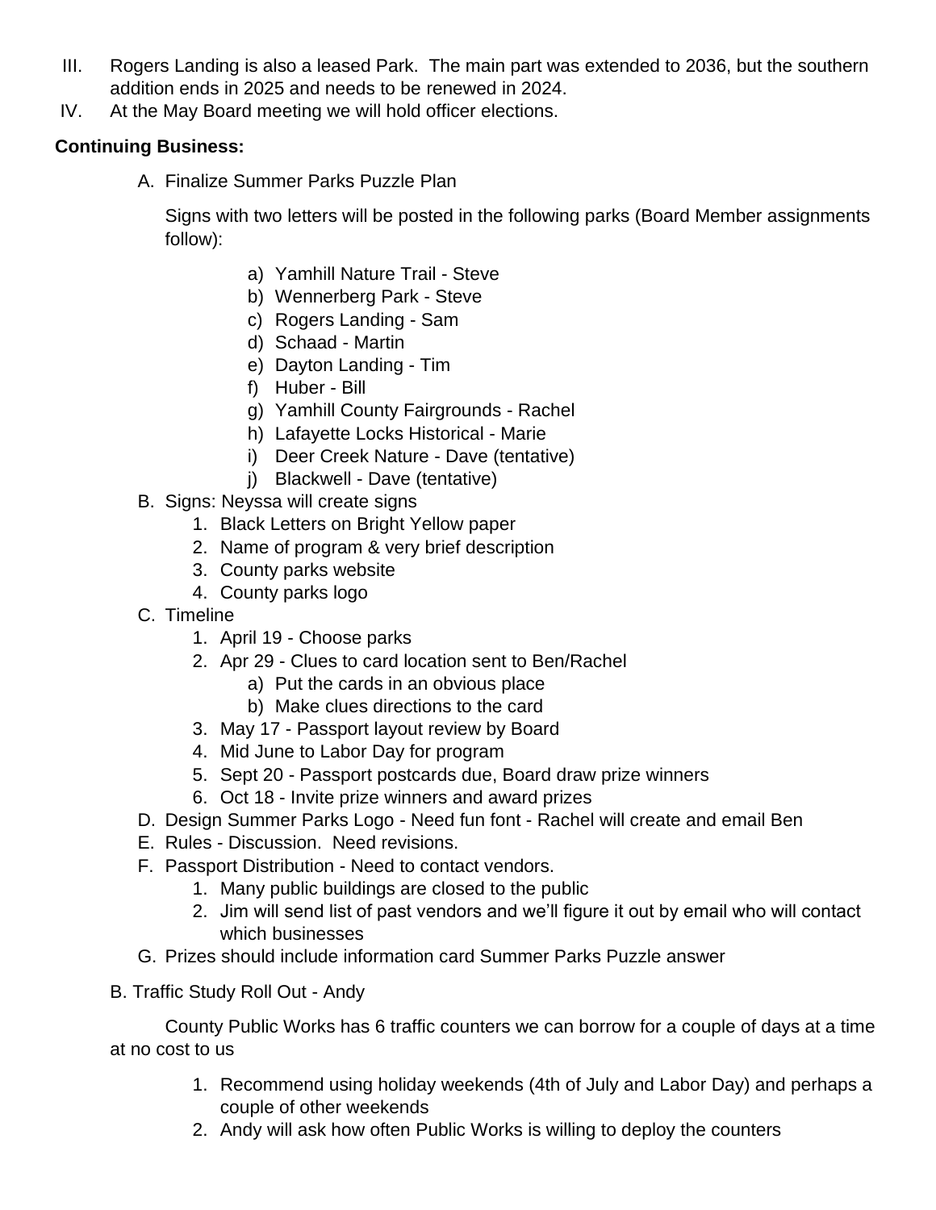III. Rogers Landing is also a leased Park. The main part was extended to 2036, but the southern addition ends in 2025 and needs to be renewed in 2024.

IV. At the May Board meeting we will hold officer elections.

**Continuing Business:**

A. Finalize Summer Parks Puzzle Plan

   Signs with two letters will be posted in the following parks (Board Member assignments follow):

   a) Yamhill Nature Trail - Steve
   b) Wennerberg Park - Steve
   c) Rogers Landing - Sam
   d) Schaad - Martin
   e) Dayton Landing - Tim
   f) Huber - Bill
   g) Yamhill County Fairgrounds - Rachel
   h) Lafayette Locks Historical - Marie
   i) Deer Creek Nature - Dave (tentative)
   j) Blackwell - Dave (tentative)

B. Signs: Neyssa will create signs
   1. Black Letters on Bright Yellow paper
   2. Name of program & very brief description
   3. County parks website
   4. County parks logo

C. Timeline
   1. April 19 - Choose parks
   2. Apr 29 - Clues to card location sent to Ben/Rachel
      a) Put the cards in an obvious place
      b) Make clues directions to the card
   3. May 17 - Passport layout review by Board
   4. Mid June to Labor Day for program
   5. Sept 20 - Passport postcards due, Board draw prize winners
   6. Oct 18 - Invite prize winners and award prizes

D. Design Summer Parks Logo - Need fun font - Rachel will create and email Ben

E. Rules - Discussion. Need revisions.

F. Passport Distribution - Need to contact vendors.
   1. Many public buildings are closed to the public
   2. Jim will send list of past vendors and we'll figure it out by email who will contact which businesses

G. Prizes should include information card Summer Parks Puzzle answer

B. Traffic Study Roll Out - Andy

County Public Works has 6 traffic counters we can borrow for a couple of days at a time at no cost to us

1. Recommend using holiday weekends (4th of July and Labor Day) and perhaps a couple of other weekends
2. Andy will ask how often Public Works is willing to deploy the counters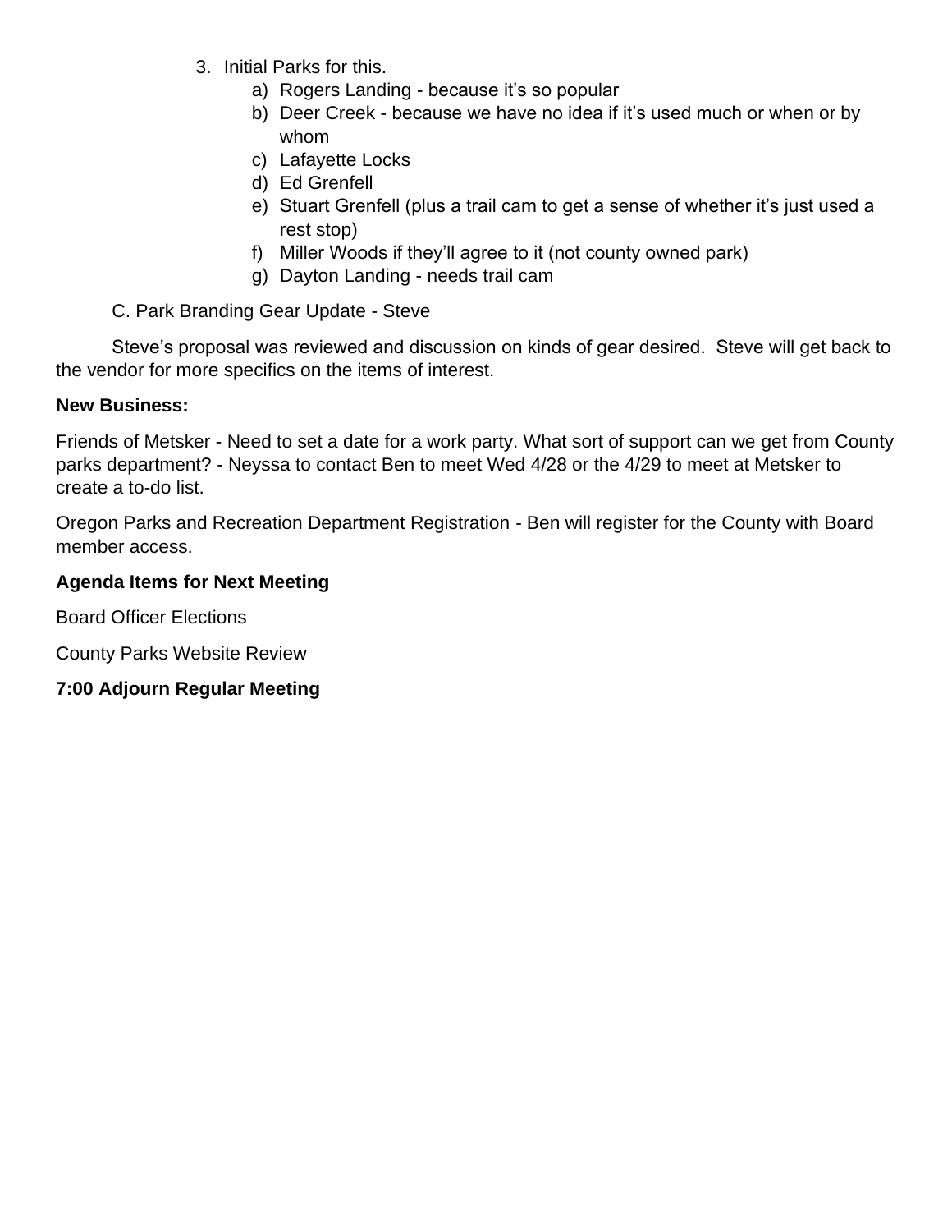3. Initial Parks for this.
    a) Rogers Landing - because it's so popular
    b) Deer Creek - because we have no idea if it's used much or when or by whom
    c) Lafayette Locks
    d) Ed Grenfell
    e) Stuart Grenfell (plus a trail cam to get a sense of whether it's just used a rest stop)
    f) Miller Woods if they'll agree to it (not county owned park)
    g) Dayton Landing - needs trail cam

C. Park Branding Gear Update - Steve

Steve's proposal was reviewed and discussion on kinds of gear desired. Steve will get back to the vendor for more specifics on the items of interest.

**New Business:**

Friends of Metsker - Need to set a date for a work party. What sort of support can we get from County parks department? - Neyssa to contact Ben to meet Wed 4/28 or the 4/29 to meet at Metsker to create a to-do list.

Oregon Parks and Recreation Department Registration - Ben will register for the County with Board member access.

**Agenda Items for Next Meeting**

Board Officer Elections

County Parks Website Review

**7:00 Adjourn Regular Meeting**